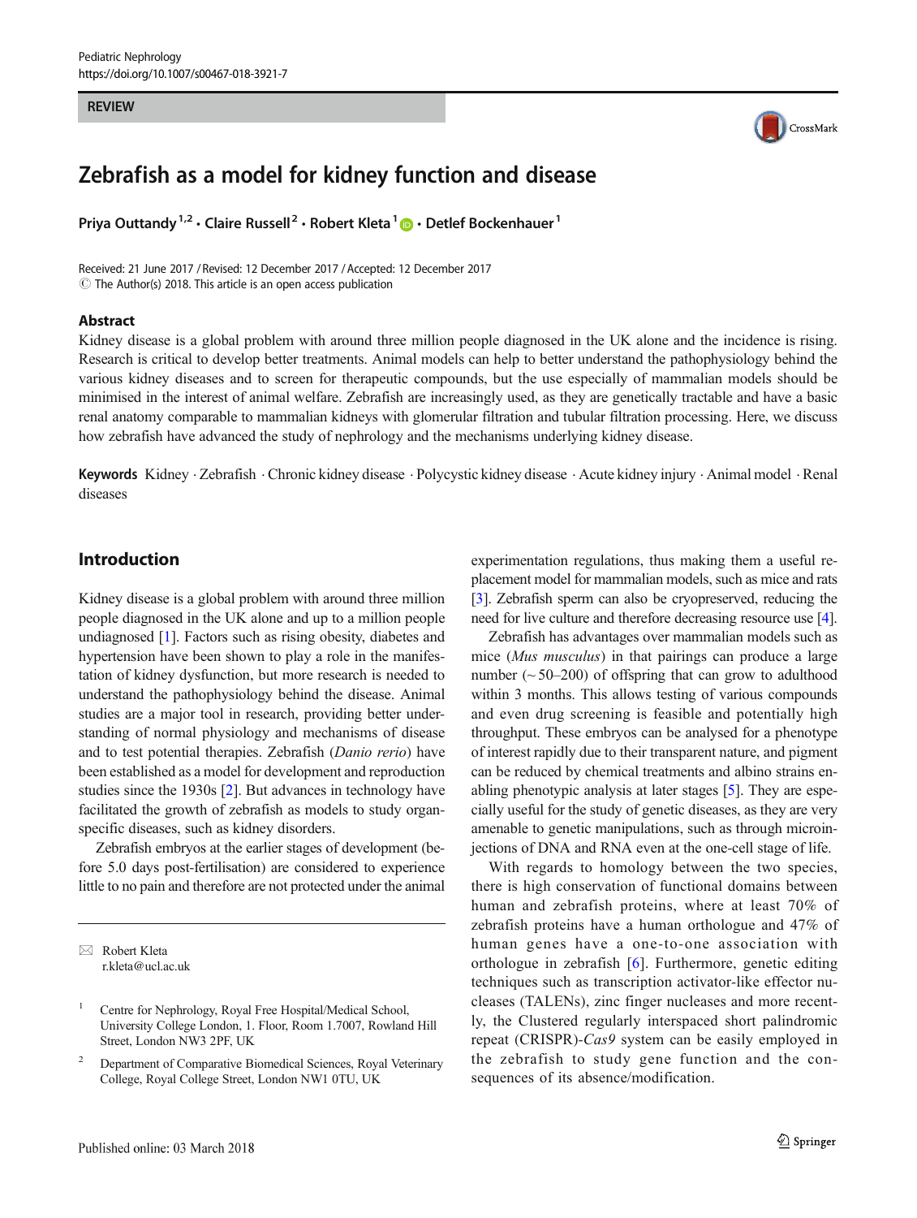REVIEW

# Zebrafish as a model for kidney function and disease

Priya Outtandy[1,2] · Claire Russell[2] · Robert Kleta[1] · Detlef Bockenhauer[1]

Received: 21 June 2017 / Revised: 12 December 2017 / Accepted: 12 December 2017
© The Author(s) 2018. This article is an open access publication

## Abstract

Kidney disease is a global problem with around three million people diagnosed in the UK alone and the incidence is rising. Research is critical to develop better treatments. Animal models can help to better understand the pathophysiology behind the various kidney diseases and to screen for therapeutic compounds, but the use especially of mammalian models should be minimised in the interest of animal welfare. Zebrafish are increasingly used, as they are genetically tractable and have a basic renal anatomy comparable to mammalian kidneys with glomerular filtration and tubular filtration processing. Here, we discuss how zebrafish have advanced the study of nephrology and the mechanisms underlying kidney disease.

**Keywords** Kidney · Zebrafish · Chronic kidney disease · Polycystic kidney disease · Acute kidney injury · Animal model · Renal diseases

## Introduction

Kidney disease is a global problem with around three million people diagnosed in the UK alone and up to a million people undiagnosed [1]. Factors such as rising obesity, diabetes and hypertension have been shown to play a role in the manifestation of kidney dysfunction, but more research is needed to understand the pathophysiology behind the disease. Animal studies are a major tool in research, providing better understanding of normal physiology and mechanisms of disease and to test potential therapies. Zebrafish (*Danio rerio*) have been established as a model for development and reproduction studies since the 1930s [2]. But advances in technology have facilitated the growth of zebrafish as models to study organ-specific diseases, such as kidney disorders.

Zebrafish embryos at the earlier stages of development (before 5.0 days post-fertilisation) are considered to experience little to no pain and therefore are not protected under the animal experimentation regulations, thus making them a useful replacement model for mammalian models, such as mice and rats [3]. Zebrafish sperm can also be cryopreserved, reducing the need for live culture and therefore decreasing resource use [4].

Zebrafish has advantages over mammalian models such as mice (*Mus musculus*) in that pairings can produce a large number (~ 50–200) of offspring that can grow to adulthood within 3 months. This allows testing of various compounds and even drug screening is feasible and potentially high throughput. These embryos can be analysed for a phenotype of interest rapidly due to their transparent nature, and pigment can be reduced by chemical treatments and albino strains enabling phenotypic analysis at later stages [5]. They are especially useful for the study of genetic diseases, as they are very amenable to genetic manipulations, such as through microinjections of DNA and RNA even at the one-cell stage of life.

With regards to homology between the two species, there is high conservation of functional domains between human and zebrafish proteins, where at least 70% of zebrafish proteins have a human orthologue and 47% of human genes have a one-to-one association with orthologue in zebrafish [6]. Furthermore, genetic editing techniques such as transcription activator-like effector nucleases (TALENs), zinc finger nucleases and more recently, the Clustered regularly interspaced short palindromic repeat (CRISPR)-*Cas9* system can be easily employed in the zebrafish to study gene function and the consequences of its absence/modification.

✉ Robert Kleta
r.kleta@ucl.ac.uk

[1] Centre for Nephrology, Royal Free Hospital/Medical School, University College London, 1. Floor, Room 1.7007, Rowland Hill Street, London NW3 2PF, UK

[2] Department of Comparative Biomedical Sciences, Royal Veterinary College, Royal College Street, London NW1 0TU, UK

Published online: 03 March 2018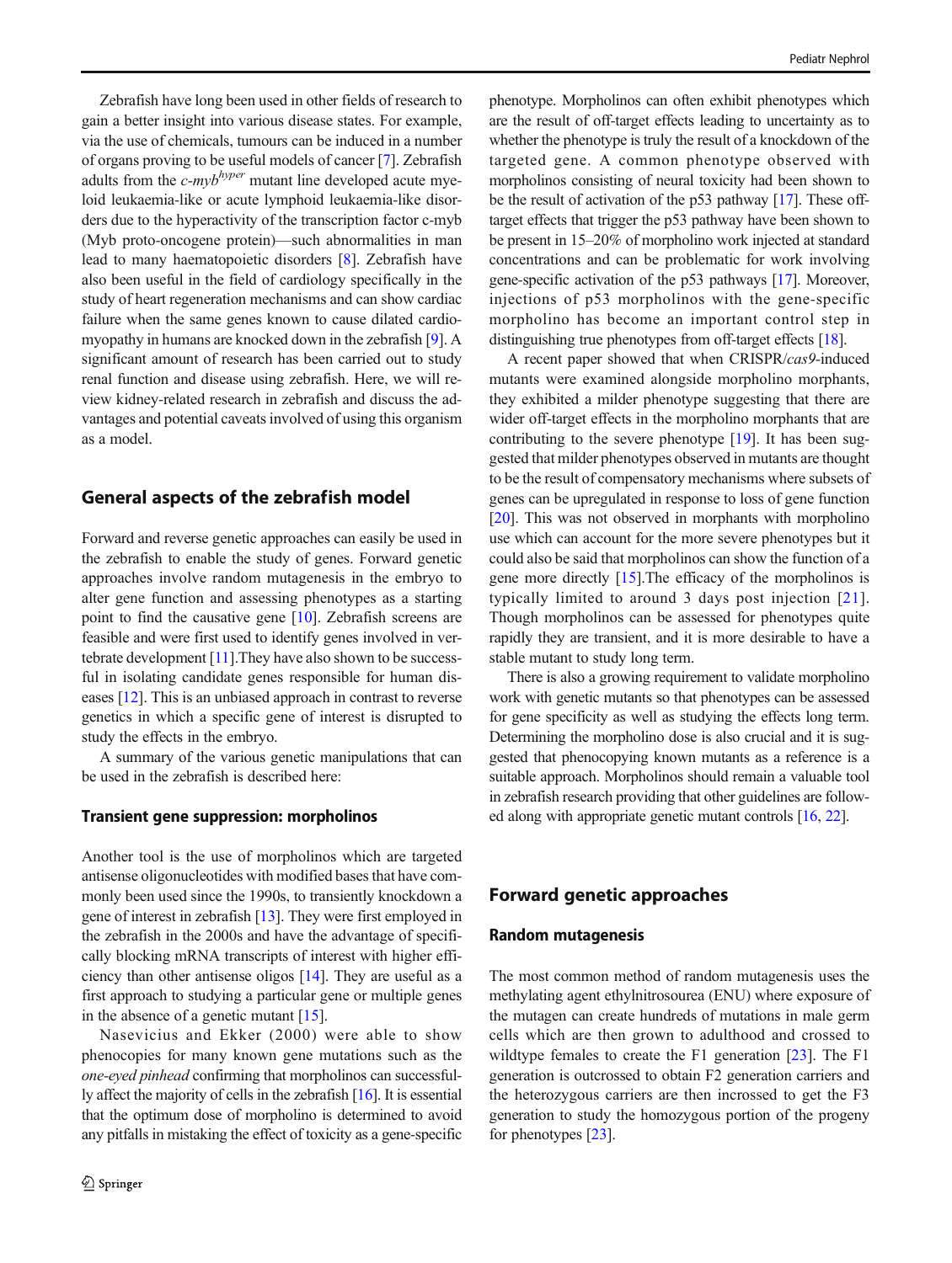Zebrafish have long been used in other fields of research to gain a better insight into various disease states. For example, via the use of chemicals, tumours can be induced in a number of organs proving to be useful models of cancer [7]. Zebrafish adults from the *c-myb$^{hyper}$* mutant line developed acute myeloid leukaemia-like or acute lymphoid leukaemia-like disorders due to the hyperactivity of the transcription factor c-myb (Myb proto-oncogene protein)—such abnormalities in man lead to many haematopoietic disorders [8]. Zebrafish have also been useful in the field of cardiology specifically in the study of heart regeneration mechanisms and can show cardiac failure when the same genes known to cause dilated cardiomyopathy in humans are knocked down in the zebrafish [9]. A significant amount of research has been carried out to study renal function and disease using zebrafish. Here, we will review kidney-related research in zebrafish and discuss the advantages and potential caveats involved of using this organism as a model.

## General aspects of the zebrafish model

Forward and reverse genetic approaches can easily be used in the zebrafish to enable the study of genes. Forward genetic approaches involve random mutagenesis in the embryo to alter gene function and assessing phenotypes as a starting point to find the causative gene [10]. Zebrafish screens are feasible and were first used to identify genes involved in vertebrate development [11].They have also shown to be successful in isolating candidate genes responsible for human diseases [12]. This is an unbiased approach in contrast to reverse genetics in which a specific gene of interest is disrupted to study the effects in the embryo.

A summary of the various genetic manipulations that can be used in the zebrafish is described here:

### Transient gene suppression: morpholinos

Another tool is the use of morpholinos which are targeted antisense oligonucleotides with modified bases that have commonly been used since the 1990s, to transiently knockdown a gene of interest in zebrafish [13]. They were first employed in the zebrafish in the 2000s and have the advantage of specifically blocking mRNA transcripts of interest with higher efficiency than other antisense oligos [14]. They are useful as a first approach to studying a particular gene or multiple genes in the absence of a genetic mutant [15].

Nasevicius and Ekker (2000) were able to show phenocopies for many known gene mutations such as the *one-eyed pinhead* confirming that morpholinos can successfully affect the majority of cells in the zebrafish [16]. It is essential that the optimum dose of morpholino is determined to avoid any pitfalls in mistaking the effect of toxicity as a gene-specific phenotype. Morpholinos can often exhibit phenotypes which are the result of off-target effects leading to uncertainty as to whether the phenotype is truly the result of a knockdown of the targeted gene. A common phenotype observed with morpholinos consisting of neural toxicity had been shown to be the result of activation of the p53 pathway [17]. These off-target effects that trigger the p53 pathway have been shown to be present in 15–20% of morpholino work injected at standard concentrations and can be problematic for work involving gene-specific activation of the p53 pathways [17]. Moreover, injections of p53 morpholinos with the gene-specific morpholino has become an important control step in distinguishing true phenotypes from off-target effects [18].

A recent paper showed that when CRISPR/*cas9*-induced mutants were examined alongside morpholino morphants, they exhibited a milder phenotype suggesting that there are wider off-target effects in the morpholino morphants that are contributing to the severe phenotype [19]. It has been suggested that milder phenotypes observed in mutants are thought to be the result of compensatory mechanisms where subsets of genes can be upregulated in response to loss of gene function [20]. This was not observed in morphants with morpholino use which can account for the more severe phenotypes but it could also be said that morpholinos can show the function of a gene more directly [15].The efficacy of the morpholinos is typically limited to around 3 days post injection [21]. Though morpholinos can be assessed for phenotypes quite rapidly they are transient, and it is more desirable to have a stable mutant to study long term.

There is also a growing requirement to validate morpholino work with genetic mutants so that phenotypes can be assessed for gene specificity as well as studying the effects long term. Determining the morpholino dose is also crucial and it is suggested that phenocopying known mutants as a reference is a suitable approach. Morpholinos should remain a valuable tool in zebrafish research providing that other guidelines are followed along with appropriate genetic mutant controls [16, 22].

## Forward genetic approaches

### Random mutagenesis

The most common method of random mutagenesis uses the methylating agent ethylnitrosourea (ENU) where exposure of the mutagen can create hundreds of mutations in male germ cells which are then grown to adulthood and crossed to wildtype females to create the F1 generation [23]. The F1 generation is outcrossed to obtain F2 generation carriers and the heterozygous carriers are then incrossed to get the F3 generation to study the homozygous portion of the progeny for phenotypes [23].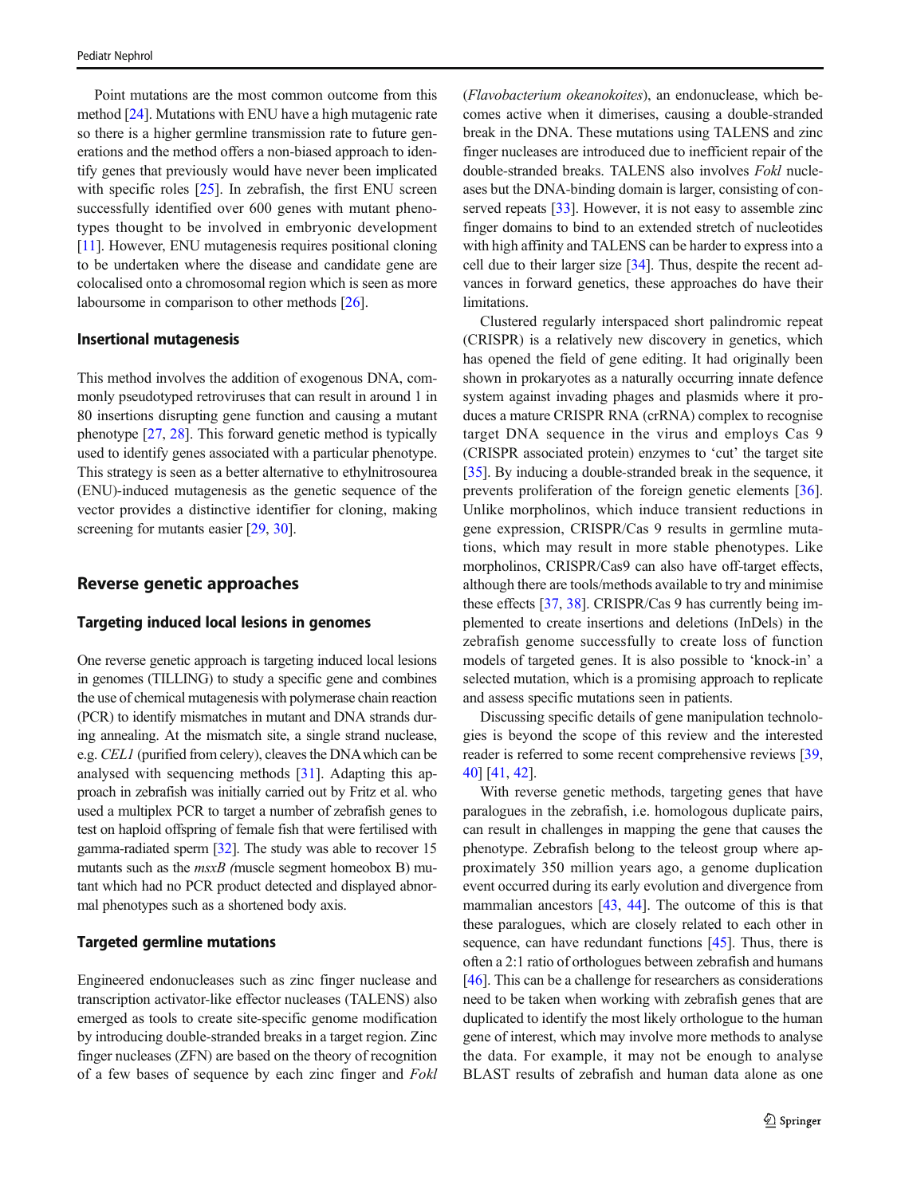Point mutations are the most common outcome from this method [24]. Mutations with ENU have a high mutagenic rate so there is a higher germline transmission rate to future generations and the method offers a non-biased approach to identify genes that previously would have never been implicated with specific roles [25]. In zebrafish, the first ENU screen successfully identified over 600 genes with mutant phenotypes thought to be involved in embryonic development [11]. However, ENU mutagenesis requires positional cloning to be undertaken where the disease and candidate gene are colocalised onto a chromosomal region which is seen as more labousome in comparison to other methods [26].

### Insertional mutagenesis

This method involves the addition of exogenous DNA, commonly pseudotyped retroviruses that can result in around 1 in 80 insertions disrupting gene function and causing a mutant phenotype [27, 28]. This forward genetic method is typically used to identify genes associated with a particular phenotype. This strategy is seen as a better alternative to ethylnitrosourea (ENU)-induced mutagenesis as the genetic sequence of the vector provides a distinctive identifier for cloning, making screening for mutants easier [29, 30].

## Reverse genetic approaches

### Targeting induced local lesions in genomes

One reverse genetic approach is targeting induced local lesions in genomes (TILLING) to study a specific gene and combines the use of chemical mutagenesis with polymerase chain reaction (PCR) to identify mismatches in mutant and DNA strands during annealing. At the mismatch site, a single strand nuclease, e.g. *CEL1* (purified from celery), cleaves the DNA which can be analysed with sequencing methods [31]. Adapting this approach in zebrafish was initially carried out by Fritz et al. who used a multiplex PCR to target a number of zebrafish genes to test on haploid offspring of female fish that were fertilised with gamma-radiated sperm [32]. The study was able to recover 15 mutants such as the *msxB (*muscle segment homeobox B) mutant which had no PCR product detected and displayed abnormal phenotypes such as a shortened body axis.

### Targeted germline mutations

Engineered endonucleases such as zinc finger nuclease and transcription activator-like effector nucleases (TALENS) also emerged as tools to create site-specific genome modification by introducing double-stranded breaks in a target region. Zinc finger nucleases (ZFN) are based on the theory of recognition of a few bases of sequence by each zinc finger and *FokI* (*Flavobacterium okeanokoites*), an endonuclease, which becomes active when it dimerises, causing a double-stranded break in the DNA. These mutations using TALENS and zinc finger nucleases are introduced due to inefficient repair of the double-stranded breaks. TALENS also involves *FokI* nucleases but the DNA-binding domain is larger, consisting of conserved repeats [33]. However, it is not easy to assemble zinc finger domains to bind to an extended stretch of nucleotides with high affinity and TALENS can be harder to express into a cell due to their larger size [34]. Thus, despite the recent advances in forward genetics, these approaches do have their limitations.

Clustered regularly interspaced short palindromic repeat (CRISPR) is a relatively new discovery in genetics, which has opened the field of gene editing. It had originally been shown in prokaryotes as a naturally occurring innate defence system against invading phages and plasmids where it produces a mature CRISPR RNA (crRNA) complex to recognise target DNA sequence in the virus and employs Cas 9 (CRISPR associated protein) enzymes to 'cut' the target site [35]. By inducing a double-stranded break in the sequence, it prevents proliferation of the foreign genetic elements [36]. Unlike morpholinos, which induce transient reductions in gene expression, CRISPR/Cas 9 results in germline mutations, which may result in more stable phenotypes. Like morpholinos, CRISPR/Cas9 can also have off-target effects, although there are tools/methods available to try and minimise these effects [37, 38]. CRISPR/Cas 9 has currently being implemented to create insertions and deletions (InDels) in the zebrafish genome successfully to create loss of function models of targeted genes. It is also possible to 'knock-in' a selected mutation, which is a promising approach to replicate and assess specific mutations seen in patients.

Discussing specific details of gene manipulation technologies is beyond the scope of this review and the interested reader is referred to some recent comprehensive reviews [39, 40] [41, 42].

With reverse genetic methods, targeting genes that have paralogues in the zebrafish, i.e. homologous duplicate pairs, can result in challenges in mapping the gene that causes the phenotype. Zebrafish belong to the teleost group where approximately 350 million years ago, a genome duplication event occurred during its early evolution and divergence from mammalian ancestors [43, 44]. The outcome of this is that these paralogues, which are closely related to each other in sequence, can have redundant functions [45]. Thus, there is often a 2:1 ratio of orthologues between zebrafish and humans [46]. This can be a challenge for researchers as considerations need to be taken when working with zebrafish genes that are duplicated to identify the most likely orthologue to the human gene of interest, which may involve more methods to analyse the data. For example, it may not be enough to analyse BLAST results of zebrafish and human data alone as one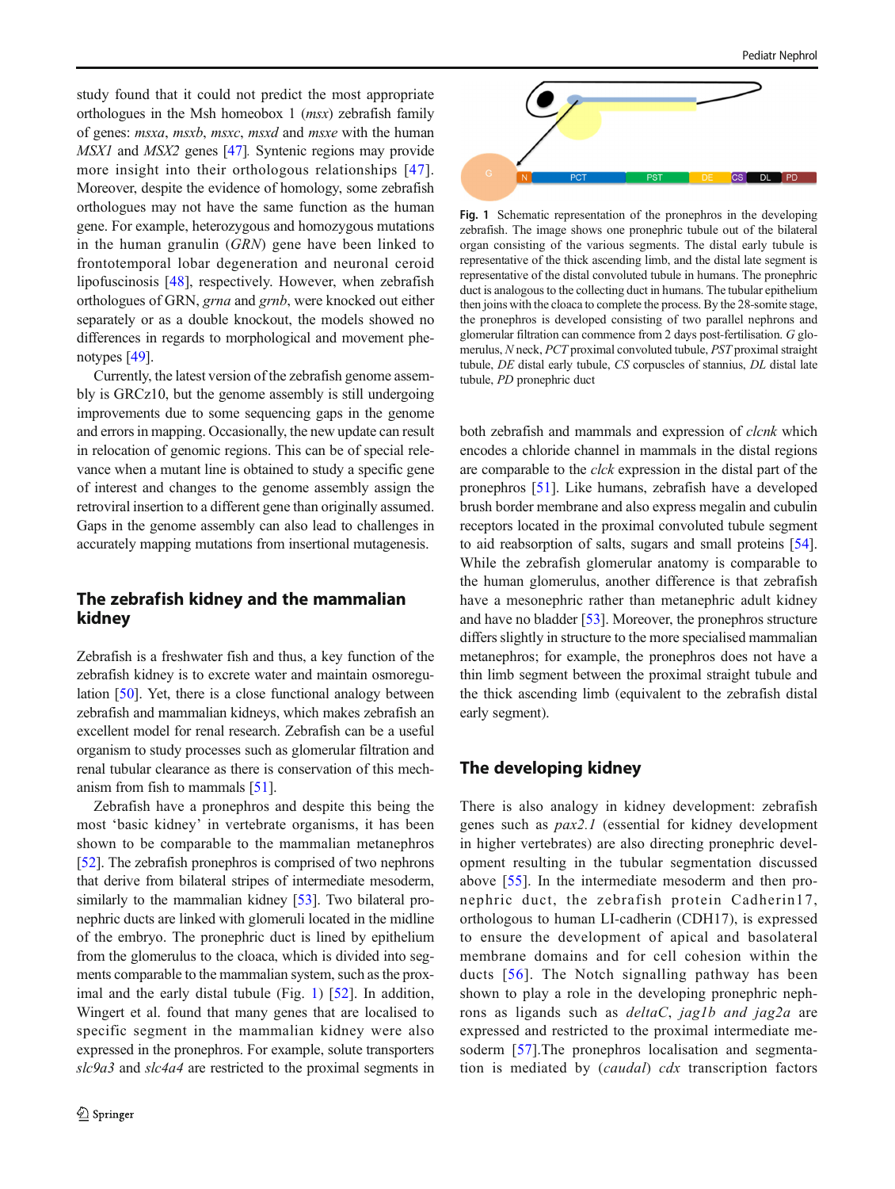study found that it could not predict the most appropriate orthologues in the Msh homeobox 1 (*msx*) zebrafish family of genes: *msxa*, *msxb*, *msxc*, *msxd* and *msxe* with the human *MSX1* and *MSX2* genes [47]. Syntenic regions may provide more insight into their orthologous relationships [47]. Moreover, despite the evidence of homology, some zebrafish orthologues may not have the same function as the human gene. For example, heterozygous and homozygous mutations in the human granulin (*GRN*) gene have been linked to frontotemporal lobar degeneration and neuronal ceroid lipofuscinosis [48], respectively. However, when zebrafish orthologues of GRN, *grna* and *grnb*, were knocked out either separately or as a double knockout, the models showed no differences in regards to morphological and movement phenotypes [49].

Currently, the latest version of the zebrafish genome assembly is GRCz10, but the genome assembly is still undergoing improvements due to some sequencing gaps in the genome and errors in mapping. Occasionally, the new update can result in relocation of genomic regions. This can be of special relevance when a mutant line is obtained to study a specific gene of interest and changes to the genome assembly assign the retroviral insertion to a different gene than originally assumed. Gaps in the genome assembly can also lead to challenges in accurately mapping mutations from insertional mutagenesis.

## The zebrafish kidney and the mammalian kidney

Zebrafish is a freshwater fish and thus, a key function of the zebrafish kidney is to excrete water and maintain osmoregulation [50]. Yet, there is a close functional analogy between zebrafish and mammalian kidneys, which makes zebrafish an excellent model for renal research. Zebrafish can be a useful organism to study processes such as glomerular filtration and renal tubular clearance as there is conservation of this mechanism from fish to mammals [51].

Zebrafish have a pronephros and despite this being the most 'basic kidney' in vertebrate organisms, it has been shown to be comparable to the mammalian metanephros [52]. The zebrafish pronephros is comprised of two nephrons that derive from bilateral stripes of intermediate mesoderm, similarly to the mammalian kidney [53]. Two bilateral pronephric ducts are linked with glomeruli located in the midline of the embryo. The pronephric duct is lined by epithelium from the glomerulus to the cloaca, which is divided into segments comparable to the mammalian system, such as the proximal and the early distal tubule (Fig. 1) [52]. In addition, Wingert et al. found that many genes that are localised to specific segment in the mammalian kidney were also expressed in the pronephros. For example, solute transporters *slc9a3* and *slc4a4* are restricted to the proximal segments in both zebrafish and mammals and expression of *clcnk* which encodes a chloride channel in mammals in the distal regions are comparable to the *clck* expression in the distal part of the pronephros [51]. Like humans, zebrafish have a developed brush border membrane and also express megalin and cubulin receptors located in the proximal convoluted tubule segment to aid reabsorption of salts, sugars and small proteins [54]. While the zebrafish glomerular anatomy is comparable to the human glomerulus, another difference is that zebrafish have a mesonephric rather than metanephric adult kidney and have no bladder [53]. Moreover, the pronephros structure differs slightly in structure to the more specialised mammalian metanephros; for example, the pronephros does not have a thin limb segment between the proximal straight tubule and the thick ascending limb (equivalent to the zebrafish distal early segment).

**Fig. 1** Schematic representation of the pronephros in the developing zebrafish. The image shows one pronephric tubule out of the bilateral organ consisting of the various segments. The distal early tubule is representative of the thick ascending limb, and the distal late segment is representative of the distal convoluted tubule in humans. The pronephric duct is analogous to the collecting duct in humans. The tubular epithelium then joins with the cloaca to complete the process. By the 28-somite stage, the pronephros is developed consisting of two parallel nephrons and glomerular filtration can commence from 2 days post-fertilisation. *G* glomerulus, *N* neck, *PCT* proximal convoluted tubule, *PST* proximal straight tubule, *DE* distal early tubule, *CS* corpuscles of stannius, *DL* distal late tubule, *PD* pronephric duct

## The developing kidney

There is also analogy in kidney development: zebrafish genes such as *pax2.1* (essential for kidney development in higher vertebrates) are also directing pronephric development resulting in the tubular segmentation discussed above [55]. In the intermediate mesoderm and then pronephric duct, the zebrafish protein Cadherin17, orthologous to human LI-cadherin (CDH17), is expressed to ensure the development of apical and basolateral membrane domains and for cell cohesion within the ducts [56]. The Notch signalling pathway has been shown to play a role in the developing pronephric nephrons as ligands such as *deltaC*, *jag1b and jag2a* are expressed and restricted to the proximal intermediate mesoderm [57].The pronephros localisation and segmentation is mediated by (*caudal*) *cdx* transcription factors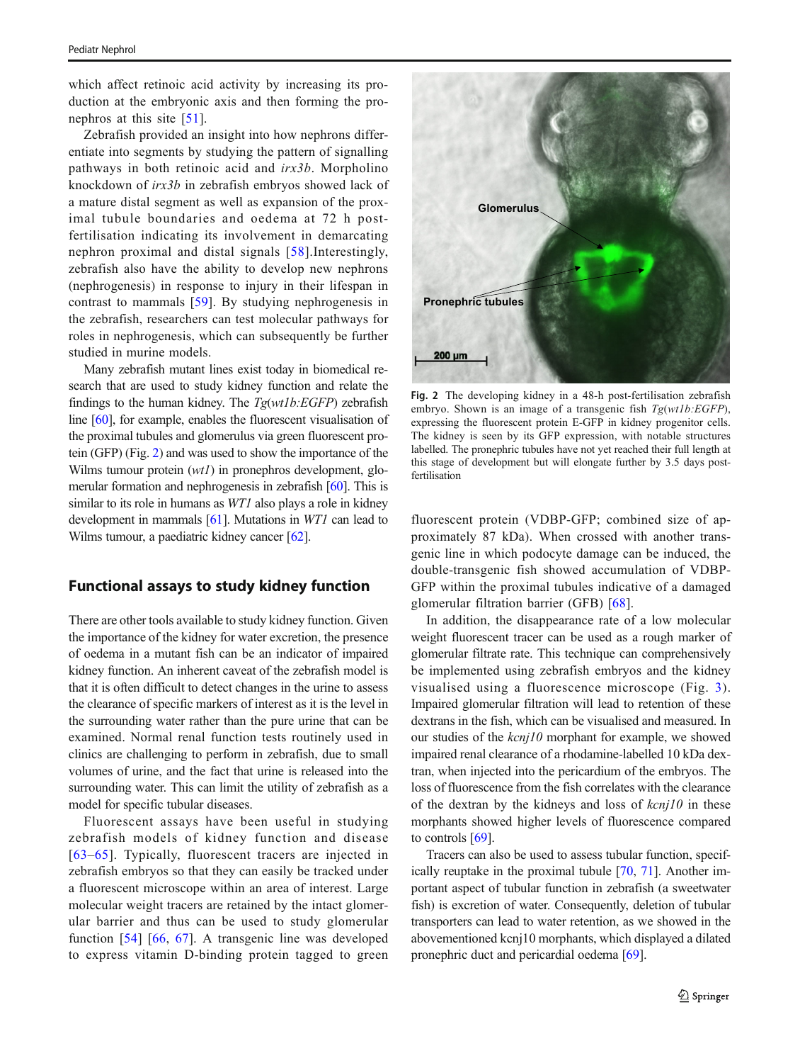which affect retinoic acid activity by increasing its production at the embryonic axis and then forming the pronephros at this site [51].

Zebrafish provided an insight into how nephrons differentiate into segments by studying the pattern of signalling pathways in both retinoic acid and *irx3b*. Morpholino knockdown of *irx3b* in zebrafish embryos showed lack of a mature distal segment as well as expansion of the proximal tubule boundaries and oedema at 72 h post-fertilisation indicating its involvement in demarcating nephron proximal and distal signals [58].Interestingly, zebrafish also have the ability to develop new nephrons (nephrogenesis) in response to injury in their lifespan in contrast to mammals [59]. By studying nephrogenesis in the zebrafish, researchers can test molecular pathways for roles in nephrogenesis, which can subsequently be further studied in murine models.

Many zebrafish mutant lines exist today in biomedical research that are used to study kidney function and relate the findings to the human kidney. The *Tg*(*wt1b:EGFP*) zebrafish line [60], for example, enables the fluorescent visualisation of the proximal tubules and glomerulus via green fluorescent protein (GFP) (Fig. 2) and was used to show the importance of the Wilms tumour protein (*wt1*) in pronephros development, glomerular formation and nephrogenesis in zebrafish [60]. This is similar to its role in humans as *WT1* also plays a role in kidney development in mammals [61]. Mutations in *WT1* can lead to Wilms tumour, a paediatric kidney cancer [62].

**Fig. 2** The developing kidney in a 48-h post-fertilisation zebrafish embryo. Shown is an image of a transgenic fish *Tg*(*wt1b:EGFP*), expressing the fluorescent protein E-GFP in kidney progenitor cells. The kidney is seen by its GFP expression, with notable structures labelled. The pronephric tubules have not yet reached their full length at this stage of development but will elongate further by 3.5 days post-fertilisation

## Functional assays to study kidney function

There are other tools available to study kidney function. Given the importance of the kidney for water excretion, the presence of oedema in a mutant fish can be an indicator of impaired kidney function. An inherent caveat of the zebrafish model is that it is often difficult to detect changes in the urine to assess the clearance of specific markers of interest as it is the level in the surrounding water rather than the pure urine that can be examined. Normal renal function tests routinely used in clinics are challenging to perform in zebrafish, due to small volumes of urine, and the fact that urine is released into the surrounding water. This can limit the utility of zebrafish as a model for specific tubular diseases.

Fluorescent assays have been useful in studying zebrafish models of kidney function and disease [63–65]. Typically, fluorescent tracers are injected in zebrafish embryos so that they can easily be tracked under a fluorescent microscope within an area of interest. Large molecular weight tracers are retained by the intact glomerular barrier and thus can be used to study glomerular function [54] [66, 67]. A transgenic line was developed to express vitamin D-binding protein tagged to green fluorescent protein (VDBP-GFP; combined size of approximately 87 kDa). When crossed with another transgenic line in which podocyte damage can be induced, the double-transgenic fish showed accumulation of VDBP-GFP within the proximal tubules indicative of a damaged glomerular filtration barrier (GFB) [68].

In addition, the disappearance rate of a low molecular weight fluorescent tracer can be used as a rough marker of glomerular filtrate rate. This technique can comprehensively be implemented using zebrafish embryos and the kidney visualised using a fluorescence microscope (Fig. 3). Impaired glomerular filtration will lead to retention of these dextrans in the fish, which can be visualised and measured. In our studies of the *kcnj10* morphant for example, we showed impaired renal clearance of a rhodamine-labelled 10 kDa dextran, when injected into the pericardium of the embryos. The loss of fluorescence from the fish correlates with the clearance of the dextran by the kidneys and loss of *kcnj10* in these morphants showed higher levels of fluorescence compared to controls [69].

Tracers can also be used to assess tubular function, specifically reuptake in the proximal tubule [70, 71]. Another important aspect of tubular function in zebrafish (a sweetwater fish) is excretion of water. Consequently, deletion of tubular transporters can lead to water retention, as we showed in the abovementioned kcnj10 morphants, which displayed a dilated pronephric duct and pericardial oedema [69].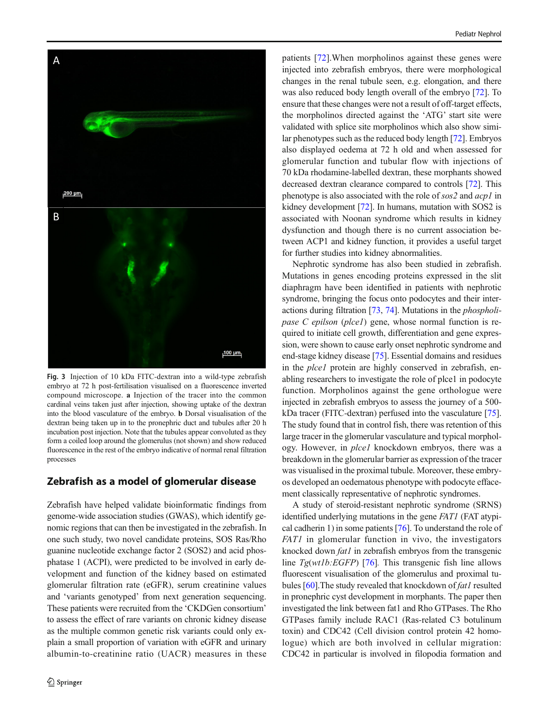Fig. 3 Injection of 10 kDa FITC-dextran into a wild-type zebrafish embryo at 72 h post-fertilisation visualised on a fluorescence inverted compound microscope. **a** Injection of the tracer into the common cardinal veins taken just after injection, showing uptake of the dextran into the blood vasculature of the embryo. **b** Dorsal visualisation of the dextran being taken up in to the pronephric duct and tubules after 20 h incubation post injection. Note that the tubules appear convoluted as they form a coiled loop around the glomerulus (not shown) and show reduced fluorescence in the rest of the embryo indicative of normal renal filtration processes

## Zebrafish as a model of glomerular disease

Zebrafish have helped validate bioinformatic findings from genome-wide association studies (GWAS), which identify genomic regions that can then be investigated in the zebrafish. In one such study, two novel candidate proteins, SOS Ras/Rho guanine nucleotide exchange factor 2 (SOS2) and acid phosphatase 1 (ACPI), were predicted to be involved in early development and function of the kidney based on estimated glomerular filtration rate (eGFR), serum creatinine values and 'variants genotyped' from next generation sequencing. These patients were recruited from the 'CKDGen consortium' to assess the effect of rare variants on chronic kidney disease as the multiple common genetic risk variants could only explain a small proportion of variation with eGFR and urinary albumin-to-creatinine ratio (UACR) measures in these patients [72].When morpholinos against these genes were injected into zebrafish embryos, there were morphological changes in the renal tubule seen, e.g. elongation, and there was also reduced body length overall of the embryo [72]. To ensure that these changes were not a result of off-target effects, the morpholinos directed against the 'ATG' start site were validated with splice site morpholinos which also show similar phenotypes such as the reduced body length [72]. Embryos also displayed oedema at 72 h old and when assessed for glomerular function and tubular flow with injections of 70 kDa rhodamine-labelled dextran, these morphants showed decreased dextran clearance compared to controls [72]. This phenotype is also associated with the role of *sos2* and *acp1* in kidney development [72]. In humans, mutation with SOS2 is associated with Noonan syndrome which results in kidney dysfunction and though there is no current association between ACP1 and kidney function, it provides a useful target for further studies into kidney abnormalities.

Nephrotic syndrome has also been studied in zebrafish. Mutations in genes encoding proteins expressed in the slit diaphragm have been identified in patients with nephrotic syndrome, bringing the focus onto podocytes and their interactions during filtration [73, 74]. Mutations in the *phospholipase C epilson* (*plce1*) gene, whose normal function is required to initiate cell growth, differentiation and gene expression, were shown to cause early onset nephrotic syndrome and end-stage kidney disease [75]. Essential domains and residues in the *plce1* protein are highly conserved in zebrafish, enabling researchers to investigate the role of plce1 in podocyte function. Morpholinos against the gene orthologue were injected in zebrafish embryos to assess the journey of a 500-kDa tracer (FITC-dextran) perfused into the vasculature [75]. The study found that in control fish, there was retention of this large tracer in the glomerular vasculature and typical morphology. However, in *plce1* knockdown embryos, there was a breakdown in the glomerular barrier as expression of the tracer was visualised in the proximal tubule. Moreover, these embryos developed an oedematous phenotype with podocyte effacement classically representative of nephrotic syndromes.

A study of steroid-resistant nephrotic syndrome (SRNS) identified underlying mutations in the gene *FAT1* (FAT atypical cadherin 1) in some patients [76]. To understand the role of *FAT1* in glomerular function in vivo, the investigators knocked down *fat1* in zebrafish embryos from the transgenic line *Tg*(*wt1b:EGFP*) [76]. This transgenic fish line allows fluorescent visualisation of the glomerulus and proximal tubules [60].The study revealed that knockdown of *fat1* resulted in pronephric cyst development in morphants. The paper then investigated the link between fat1 and Rho GTPases. The Rho GTPases family include RAC1 (Ras-related C3 botulinum toxin) and CDC42 (Cell division control protein 42 homologue) which are both involved in cellular migration: CDC42 in particular is involved in filopodia formation and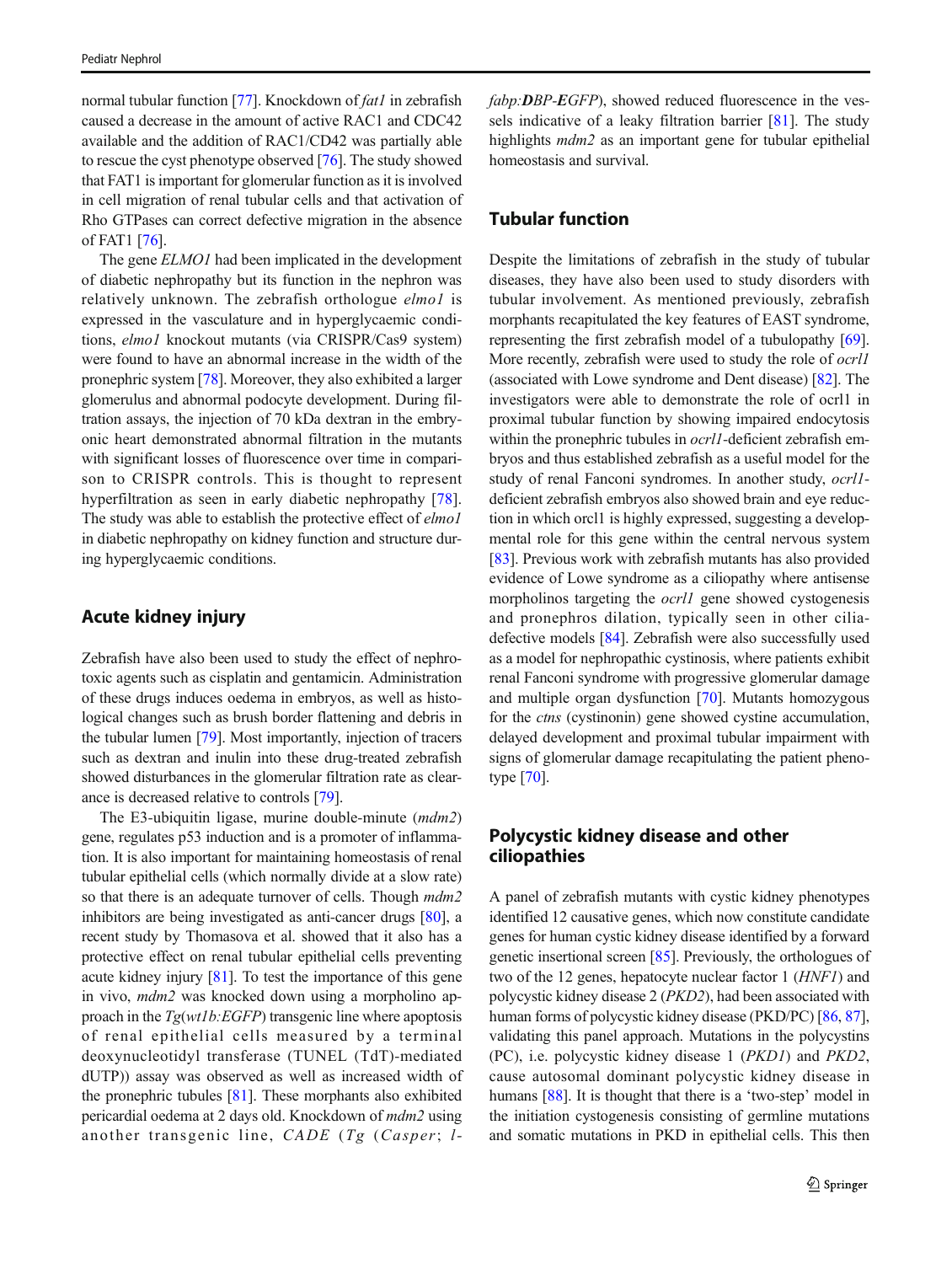normal tubular function [77]. Knockdown of *fat1* in zebrafish caused a decrease in the amount of active RAC1 and CDC42 available and the addition of RAC1/CD42 was partially able to rescue the cyst phenotype observed [76]. The study showed that FAT1 is important for glomerular function as it is involved in cell migration of renal tubular cells and that activation of Rho GTPases can correct defective migration in the absence of FAT1 [76].

The gene *ELMO1* had been implicated in the development of diabetic nephropathy but its function in the nephron was relatively unknown. The zebrafish orthologue *elmo1* is expressed in the vasculature and in hyperglycaemic conditions, *elmo1* knockout mutants (via CRISPR/Cas9 system) were found to have an abnormal increase in the width of the pronephric system [78]. Moreover, they also exhibited a larger glomerulus and abnormal podocyte development. During filtration assays, the injection of 70 kDa dextran in the embryonic heart demonstrated abnormal filtration in the mutants with significant losses of fluorescence over time in comparison to CRISPR controls. This is thought to represent hyperfiltration as seen in early diabetic nephropathy [78]. The study was able to establish the protective effect of *elmo1* in diabetic nephropathy on kidney function and structure during hyperglycaemic conditions.

## Acute kidney injury

Zebrafish have also been used to study the effect of nephrotoxic agents such as cisplatin and gentamicin. Administration of these drugs induces oedema in embryos, as well as histological changes such as brush border flattening and debris in the tubular lumen [79]. Most importantly, injection of tracers such as dextran and inulin into these drug-treated zebrafish showed disturbances in the glomerular filtration rate as clearance is decreased relative to controls [79].

The E3-ubiquitin ligase, murine double-minute (*mdm2*) gene, regulates p53 induction and is a promoter of inflammation. It is also important for maintaining homeostasis of renal tubular epithelial cells (which normally divide at a slow rate) so that there is an adequate turnover of cells. Though *mdm2* inhibitors are being investigated as anti-cancer drugs [80], a recent study by Thomasova et al. showed that it also has a protective effect on renal tubular epithelial cells preventing acute kidney injury [81]. To test the importance of this gene in vivo, *mdm2* was knocked down using a morpholino approach in the *Tg*(*wt1b:EGFP*) transgenic line where apoptosis of renal epithelial cells measured by a terminal deoxynucleotidyl transferase (TUNEL (TdT)-mediated dUTP)) assay was observed as well as increased width of the pronephric tubules [81]. These morphants also exhibited pericardial oedema at 2 days old. Knockdown of *mdm2* using another transgenic line, *CADE* (*Tg* (*Casper*; *l-fabp:****DBP****-****EGFP***), showed reduced fluorescence in the vessels indicative of a leaky filtration barrier [81]. The study highlights *mdm2* as an important gene for tubular epithelial homeostasis and survival.

## Tubular function

Despite the limitations of zebrafish in the study of tubular diseases, they have also been used to study disorders with tubular involvement. As mentioned previously, zebrafish morphants recapitulated the key features of EAST syndrome, representing the first zebrafish model of a tubulopathy [69]. More recently, zebrafish were used to study the role of *ocrl1* (associated with Lowe syndrome and Dent disease) [82]. The investigators were able to demonstrate the role of ocrl1 in proximal tubular function by showing impaired endocytosis within the pronephric tubules in *ocrl1*-deficient zebrafish embryos and thus established zebrafish as a useful model for the study of renal Fanconi syndromes. In another study, *ocrl1*-deficient zebrafish embryos also showed brain and eye reduction in which orcl1 is highly expressed, suggesting a developmental role for this gene within the central nervous system [83]. Previous work with zebrafish mutants has also provided evidence of Lowe syndrome as a ciliopathy where antisense morpholinos targeting the *ocrl1* gene showed cystogenesis and pronephros dilation, typically seen in other cilia-defective models [84]. Zebrafish were also successfully used as a model for nephropathic cystinosis, where patients exhibit renal Fanconi syndrome with progressive glomerular damage and multiple organ dysfunction [70]. Mutants homozygous for the *ctns* (cystinonin) gene showed cystine accumulation, delayed development and proximal tubular impairment with signs of glomerular damage recapitulating the patient phenotype [70].

## Polycystic kidney disease and other ciliopathies

A panel of zebrafish mutants with cystic kidney phenotypes identified 12 causative genes, which now constitute candidate genes for human cystic kidney disease identified by a forward genetic insertional screen [85]. Previously, the orthologues of two of the 12 genes, hepatocyte nuclear factor 1 (*HNF1*) and polycystic kidney disease 2 (*PKD2*), had been associated with human forms of polycystic kidney disease (PKD/PC) [86, 87], validating this panel approach. Mutations in the polycystins (PC), i.e. polycystic kidney disease 1 (*PKD1*) and *PKD2*, cause autosomal dominant polycystic kidney disease in humans [88]. It is thought that there is a 'two-step' model in the initiation cystogenesis consisting of germline mutations and somatic mutations in PKD in epithelial cells. This then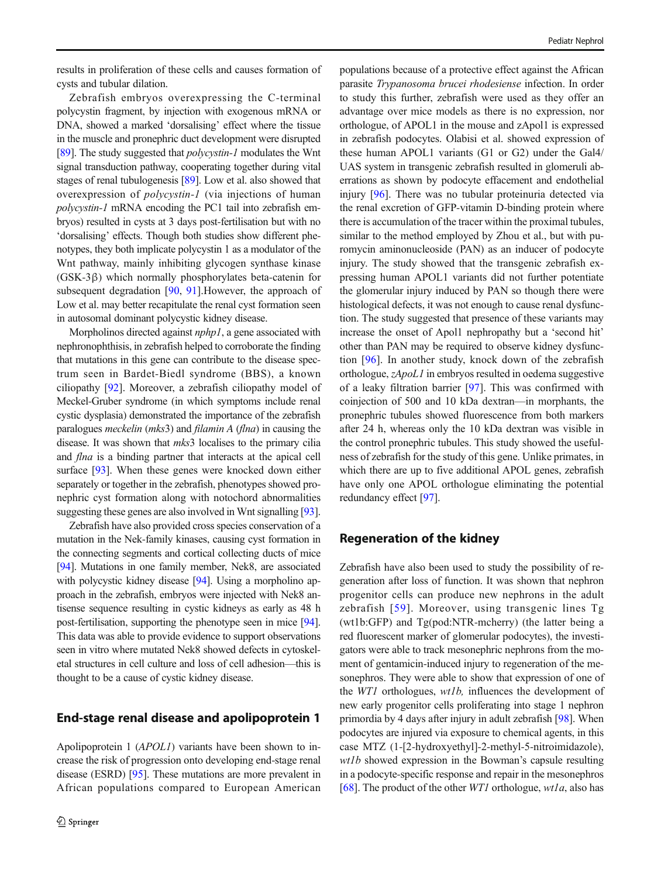results in proliferation of these cells and causes formation of cysts and tubular dilation.

Zebrafish embryos overexpressing the C-terminal polycystin fragment, by injection with exogenous mRNA or DNA, showed a marked 'dorsalising' effect where the tissue in the muscle and pronephric duct development were disrupted [89]. The study suggested that *polycystin-1* modulates the Wnt signal transduction pathway, cooperating together during vital stages of renal tubulogenesis [89]. Low et al. also showed that overexpression of *polycystin-1* (via injections of human *polycystin-1* mRNA encoding the PC1 tail into zebrafish embryos) resulted in cysts at 3 days post-fertilisation but with no 'dorsalising' effects. Though both studies show different phenotypes, they both implicate polycystin 1 as a modulator of the Wnt pathway, mainly inhibiting glycogen synthase kinase (GSK-3β) which normally phosphorylates beta-catenin for subsequent degradation [90, 91].However, the approach of Low et al. may better recapitulate the renal cyst formation seen in autosomal dominant polycystic kidney disease.

Morpholinos directed against *nphp1*, a gene associated with nephronophthisis, in zebrafish helped to corroborate the finding that mutations in this gene can contribute to the disease spectrum seen in Bardet-Biedl syndrome (BBS), a known ciliopathy [92]. Moreover, a zebrafish ciliopathy model of Meckel-Gruber syndrome (in which symptoms include renal cystic dysplasia) demonstrated the importance of the zebrafish paralogues *meckelin* (*mks*3) and *filamin A* (*flna*) in causing the disease. It was shown that *mks*3 localises to the primary cilia and *flna* is a binding partner that interacts at the apical cell surface [93]. When these genes were knocked down either separately or together in the zebrafish, phenotypes showed pronephric cyst formation along with notochord abnormalities suggesting these genes are also involved in Wnt signalling [93].

Zebrafish have also provided cross species conservation of a mutation in the Nek-family kinases, causing cyst formation in the connecting segments and cortical collecting ducts of mice [94]. Mutations in one family member, Nek8, are associated with polycystic kidney disease [94]. Using a morpholino approach in the zebrafish, embryos were injected with Nek8 antisense sequence resulting in cystic kidneys as early as 48 h post-fertilisation, supporting the phenotype seen in mice [94]. This data was able to provide evidence to support observations seen in vitro where mutated Nek8 showed defects in cytoskeletal structures in cell culture and loss of cell adhesion—this is thought to be a cause of cystic kidney disease.

## End-stage renal disease and apolipoprotein 1

Apolipoprotein 1 (*APOL1*) variants have been shown to increase the risk of progression onto developing end-stage renal disease (ESRD) [95]. These mutations are more prevalent in African populations compared to European American populations because of a protective effect against the African parasite *Trypanosoma brucei rhodesiense* infection. In order to study this further, zebrafish were used as they offer an advantage over mice models as there is no expression, nor orthologue, of APOL1 in the mouse and zApol1 is expressed in zebrafish podocytes. Olabisi et al. showed expression of these human APOL1 variants (G1 or G2) under the Gal4/UAS system in transgenic zebrafish resulted in glomeruli aberrations as shown by podocyte effacement and endothelial injury [96]. There was no tubular proteinuria detected via the renal excretion of GFP-vitamin D-binding protein where there is accumulation of the tracer within the proximal tubules, similar to the method employed by Zhou et al., but with puromycin aminonucleoside (PAN) as an inducer of podocyte injury. The study showed that the transgenic zebrafish expressing human APOL1 variants did not further potentiate the glomerular injury induced by PAN so though there were histological defects, it was not enough to cause renal dysfunction. The study suggested that presence of these variants may increase the onset of Apol1 nephropathy but a 'second hit' other than PAN may be required to observe kidney dysfunction [96]. In another study, knock down of the zebrafish orthologue, *zApoL1* in embryos resulted in oedema suggestive of a leaky filtration barrier [97]. This was confirmed with coinjection of 500 and 10 kDa dextran—in morphants, the pronephric tubules showed fluorescence from both markers after 24 h, whereas only the 10 kDa dextran was visible in the control pronephric tubules. This study showed the usefulness of zebrafish for the study of this gene. Unlike primates, in which there are up to five additional APOL genes, zebrafish have only one APOL orthologue eliminating the potential redundancy effect [97].

## Regeneration of the kidney

Zebrafish have also been used to study the possibility of regeneration after loss of function. It was shown that nephron progenitor cells can produce new nephrons in the adult zebrafish [59]. Moreover, using transgenic lines Tg (wt1b:GFP) and Tg(pod:NTR-mcherry) (the latter being a red fluorescent marker of glomerular podocytes), the investigators were able to track mesonephric nephrons from the moment of gentamicin-induced injury to regeneration of the mesonephros. They were able to show that expression of one of the *WT1* orthologues, *wt1b,* influences the development of new early progenitor cells proliferating into stage 1 nephron primordia by 4 days after injury in adult zebrafish [98]. When podocytes are injured via exposure to chemical agents, in this case MTZ (1-[2-hydroxyethyl]-2-methyl-5-nitroimidazole), *wt1b* showed expression in the Bowman's capsule resulting in a podocyte-specific response and repair in the mesonephros [68]. The product of the other *WT1* orthologue, *wt1a*, also has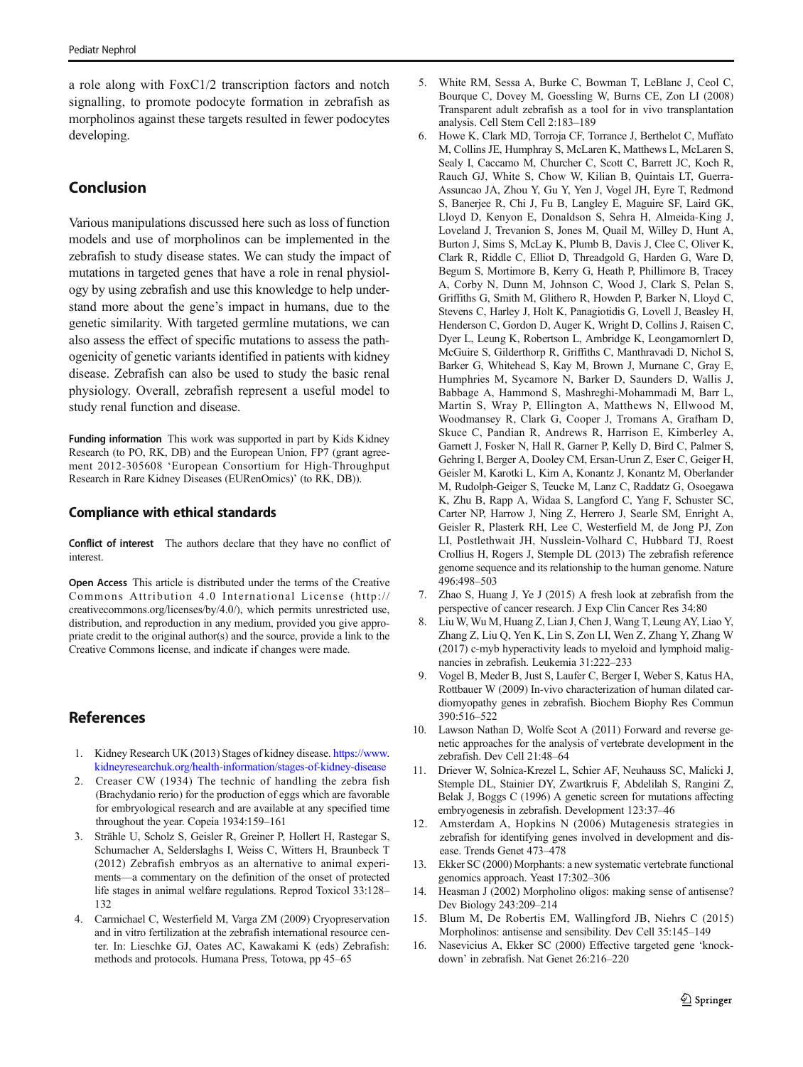a role along with FoxC1/2 transcription factors and notch signalling, to promote podocyte formation in zebrafish as morpholinos against these targets resulted in fewer podocytes developing.

## Conclusion

Various manipulations discussed here such as loss of function models and use of morpholinos can be implemented in the zebrafish to study disease states. We can study the impact of mutations in targeted genes that have a role in renal physiology by using zebrafish and use this knowledge to help understand more about the gene's impact in humans, due to the genetic similarity. With targeted germline mutations, we can also assess the effect of specific mutations to assess the pathogenicity of genetic variants identified in patients with kidney disease. Zebrafish can also be used to study the basic renal physiology. Overall, zebrafish represent a useful model to study renal function and disease.

**Funding information** This work was supported in part by Kids Kidney Research (to PO, RK, DB) and the European Union, FP7 (grant agreement 2012-305608 'European Consortium for High-Throughput Research in Rare Kidney Diseases (EURenOmics)' (to RK, DB)).

### Compliance with ethical standards

**Conflict of interest** The authors declare that they have no conflict of interest.

**Open Access** This article is distributed under the terms of the Creative Commons Attribution 4.0 International License (http://creativecommons.org/licenses/by/4.0/), which permits unrestricted use, distribution, and reproduction in any medium, provided you give appropriate credit to the original author(s) and the source, provide a link to the Creative Commons license, and indicate if changes were made.

## References

1. Kidney Research UK (2013) Stages of kidney disease. https://www.kidneyresearchuk.org/health-information/stages-of-kidney-disease
2. Creaser CW (1934) The technic of handling the zebra fish (Brachydanio rerio) for the production of eggs which are favorable for embryological research and are available at any specified time throughout the year. Copeia 1934:159–161
3. Strähle U, Scholz S, Geisler R, Greiner P, Hollert H, Rastegar S, Schumacher A, Selderslaghs I, Weiss C, Witters H, Braunbeck T (2012) Zebrafish embryos as an alternative to animal experiments—a commentary on the definition of the onset of protected life stages in animal welfare regulations. Reprod Toxicol 33:128–132
4. Carmichael C, Westerfield M, Varga ZM (2009) Cryopreservation and in vitro fertilization at the zebrafish international resource center. In: Lieschke GJ, Oates AC, Kawakami K (eds) Zebrafish: methods and protocols. Humana Press, Totowa, pp 45–65
5. White RM, Sessa A, Burke C, Bowman T, LeBlanc J, Ceol C, Bourque C, Dovey M, Goessling W, Burns CE, Zon LI (2008) Transparent adult zebrafish as a tool for in vivo transplantation analysis. Cell Stem Cell 2:183–189
6. Howe K, Clark MD, Torroja CF, Torrance J, Berthelot C, Muffato M, Collins JE, Humphray S, McLaren K, Matthews L, McLaren S, Sealy I, Caccamo M, Churcher C, Scott C, Barrett JC, Koch R, Rauch GJ, White S, Chow W, Kilian B, Quintais LT, Guerra-Assuncao JA, Zhou Y, Gu Y, Yen J, Vogel JH, Eyre T, Redmond S, Banerjee R, Chi J, Fu B, Langley E, Maguire SF, Laird GK, Lloyd D, Kenyon E, Donaldson S, Sehra H, Almeida-King J, Loveland J, Trevanion S, Jones M, Quail M, Willey D, Hunt A, Burton J, Sims S, McLay K, Plumb B, Davis J, Clee C, Oliver K, Clark R, Riddle C, Elliot D, Threadgold G, Harden G, Ware D, Begum S, Mortimore B, Kerry G, Heath P, Phillimore B, Tracey A, Corby N, Dunn M, Johnson C, Wood J, Clark S, Pelan S, Griffiths G, Smith M, Glithero R, Howden P, Barker N, Lloyd C, Stevens C, Harley J, Holt K, Panagiotidis G, Lovell J, Beasley H, Henderson C, Gordon D, Auger K, Wright D, Collins J, Raisen C, Dyer L, Leung K, Robertson L, Ambridge K, Leongamornlert D, McGuire S, Gilderthorp R, Griffiths C, Manthravadi D, Nichol S, Barker G, Whitehead S, Kay M, Brown J, Murnane C, Gray E, Humphries M, Sycamore N, Barker D, Saunders D, Wallis J, Babbage A, Hammond S, Mashreghi-Mohammadi M, Barr L, Martin S, Wray P, Ellington A, Matthews N, Ellwood M, Woodmansey R, Clark G, Cooper J, Tromans A, Grafham D, Skuce C, Pandian R, Andrews R, Harrison E, Kimberley A, Garnett J, Fosker N, Hall R, Garner P, Kelly D, Bird C, Palmer S, Gehring I, Berger A, Dooley CM, Ersan-Urun Z, Eser C, Geiger H, Geisler M, Karotki L, Kirn A, Konantz J, Konantz M, Oberlander M, Rudolph-Geiger S, Teucke M, Lanz C, Raddatz G, Osoegawa K, Zhu B, Rapp A, Widaa S, Langford C, Yang F, Schuster SC, Carter NP, Harrow J, Ning Z, Herrero J, Searle SM, Enright A, Geisler R, Plasterk RH, Lee C, Westerfield M, de Jong PJ, Zon LI, Postlethwait JH, Nusslein-Volhard C, Hubbard TJ, Roest Crollius H, Rogers J, Stemple DL (2013) The zebrafish reference genome sequence and its relationship to the human genome. Nature 496:498–503
7. Zhao S, Huang J, Ye J (2015) A fresh look at zebrafish from the perspective of cancer research. J Exp Clin Cancer Res 34:80
8. Liu W, Wu M, Huang Z, Lian J, Chen J, Wang T, Leung AY, Liao Y, Zhang Z, Liu Q, Yen K, Lin S, Zon LI, Wen Z, Zhang Y, Zhang W (2017) c-myb hyperactivity leads to myeloid and lymphoid malignancies in zebrafish. Leukemia 31:222–233
9. Vogel B, Meder B, Just S, Laufer C, Berger I, Weber S, Katus HA, Rottbauer W (2009) In-vivo characterization of human dilated cardiomyopathy genes in zebrafish. Biochem Biophy Res Commun 390:516–522
10. Lawson Nathan D, Wolfe Scot A (2011) Forward and reverse genetic approaches for the analysis of vertebrate development in the zebrafish. Dev Cell 21:48–64
11. Driever W, Solnica-Krezel L, Schier AF, Neuhauss SC, Malicki J, Stemple DL, Stainier DY, Zwartkruis F, Abdelilah S, Rangini Z, Belak J, Boggs C (1996) A genetic screen for mutations affecting embryogenesis in zebrafish. Development 123:37–46
12. Amsterdam A, Hopkins N (2006) Mutagenesis strategies in zebrafish for identifying genes involved in development and disease. Trends Genet 473–478
13. Ekker SC (2000) Morphants: a new systematic vertebrate functional genomics approach. Yeast 17:302–306
14. Heasman J (2002) Morpholino oligos: making sense of antisense? Dev Biology 243:209–214
15. Blum M, De Robertis EM, Wallingford JB, Niehrs C (2015) Morpholinos: antisense and sensibility. Dev Cell 35:145–149
16. Nasevicius A, Ekker SC (2000) Effective targeted gene 'knockdown' in zebrafish. Nat Genet 26:216–220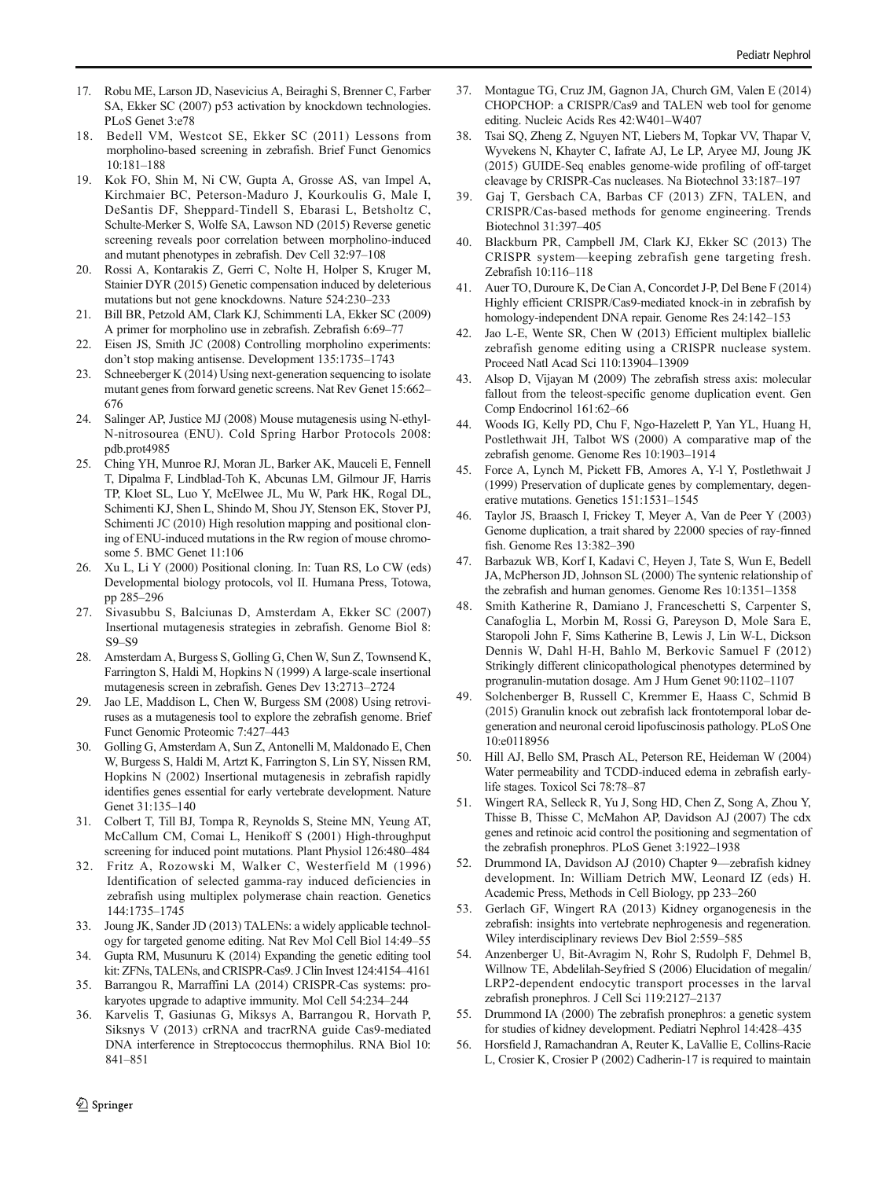17. Robu ME, Larson JD, Nasevicius A, Beiraghi S, Brenner C, Farber SA, Ekker SC (2007) p53 activation by knockdown technologies. PLoS Genet 3:e78
18. Bedell VM, Westcot SE, Ekker SC (2011) Lessons from morpholino-based screening in zebrafish. Brief Funct Genomics 10:181–188
19. Kok FO, Shin M, Ni CW, Gupta A, Grosse AS, van Impel A, Kirchmaier BC, Peterson-Maduro J, Kourkoulis G, Male I, DeSantis DF, Sheppard-Tindell S, Ebarasi L, Betsholtz C, Schulte-Merker S, Wolfe SA, Lawson ND (2015) Reverse genetic screening reveals poor correlation between morpholino-induced and mutant phenotypes in zebrafish. Dev Cell 32:97–108
20. Rossi A, Kontarakis Z, Gerri C, Nolte H, Holper S, Kruger M, Stainier DYR (2015) Genetic compensation induced by deleterious mutations but not gene knockdowns. Nature 524:230–233
21. Bill BR, Petzold AM, Clark KJ, Schimmenti LA, Ekker SC (2009) A primer for morpholino use in zebrafish. Zebrafish 6:69–77
22. Eisen JS, Smith JC (2008) Controlling morpholino experiments: don't stop making antisense. Development 135:1735–1743
23. Schneeberger K (2014) Using next-generation sequencing to isolate mutant genes from forward genetic screens. Nat Rev Genet 15:662–676
24. Salinger AP, Justice MJ (2008) Mouse mutagenesis using N-ethyl-N-nitrosourea (ENU). Cold Spring Harbor Protocols 2008: pdb.prot4985
25. Ching YH, Munroe RJ, Moran JL, Barker AK, Mauceli E, Fennell T, Dipalma F, Lindblad-Toh K, Abcunas LM, Gilmour JF, Harris TP, Kloet SL, Luo Y, McElwee JL, Mu W, Park HK, Rogal DL, Schimenti KJ, Shen L, Shindo M, Shou JY, Stenson EK, Stover PJ, Schimenti JC (2010) High resolution mapping and positional cloning of ENU-induced mutations in the Rw region of mouse chromosome 5. BMC Genet 11:106
26. Xu L, Li Y (2000) Positional cloning. In: Tuan RS, Lo CW (eds) Developmental biology protocols, vol II. Humana Press, Totowa, pp 285–296
27. Sivasubbu S, Balciunas D, Amsterdam A, Ekker SC (2007) Insertional mutagenesis strategies in zebrafish. Genome Biol 8: S9–S9
28. Amsterdam A, Burgess S, Golling G, Chen W, Sun Z, Townsend K, Farrington S, Haldi M, Hopkins N (1999) A large-scale insertional mutagenesis screen in zebrafish. Genes Dev 13:2713–2724
29. Jao LE, Maddison L, Chen W, Burgess SM (2008) Using retroviruses as a mutagenesis tool to explore the zebrafish genome. Brief Funct Genomic Proteomic 7:427–443
30. Golling G, Amsterdam A, Sun Z, Antonelli M, Maldonado E, Chen W, Burgess S, Haldi M, Artzt K, Farrington S, Lin SY, Nissen RM, Hopkins N (2002) Insertional mutagenesis in zebrafish rapidly identifies genes essential for early vertebrate development. Nature Genet 31:135–140
31. Colbert T, Till BJ, Tompa R, Reynolds S, Steine MN, Yeung AT, McCallum CM, Comai L, Henikoff S (2001) High-throughput screening for induced point mutations. Plant Physiol 126:480–484
32. Fritz A, Rozowski M, Walker C, Westerfield M (1996) Identification of selected gamma-ray induced deficiencies in zebrafish using multiplex polymerase chain reaction. Genetics 144:1735–1745
33. Joung JK, Sander JD (2013) TALENs: a widely applicable technology for targeted genome editing. Nat Rev Mol Cell Biol 14:49–55
34. Gupta RM, Musunuru K (2014) Expanding the genetic editing tool kit: ZFNs, TALENs, and CRISPR-Cas9. J Clin Invest 124:4154–4161
35. Barrangou R, Marraffini LA (2014) CRISPR-Cas systems: prokaryotes upgrade to adaptive immunity. Mol Cell 54:234–244
36. Karvelis T, Gasiunas G, Miksys A, Barrangou R, Horvath P, Siksnys V (2013) crRNA and tracrRNA guide Cas9-mediated DNA interference in Streptococcus thermophilus. RNA Biol 10: 841–851
37. Montague TG, Cruz JM, Gagnon JA, Church GM, Valen E (2014) CHOPCHOP: a CRISPR/Cas9 and TALEN web tool for genome editing. Nucleic Acids Res 42:W401–W407
38. Tsai SQ, Zheng Z, Nguyen NT, Liebers M, Topkar VV, Thapar V, Wyvekens N, Khayter C, Iafrate AJ, Le LP, Aryee MJ, Joung JK (2015) GUIDE-Seq enables genome-wide profiling of off-target cleavage by CRISPR-Cas nucleases. Na Biotechnol 33:187–197
39. Gaj T, Gersbach CA, Barbas CF (2013) ZFN, TALEN, and CRISPR/Cas-based methods for genome engineering. Trends Biotechnol 31:397–405
40. Blackburn PR, Campbell JM, Clark KJ, Ekker SC (2013) The CRISPR system—keeping zebrafish gene targeting fresh. Zebrafish 10:116–118
41. Auer TO, Duroure K, De Cian A, Concordet J-P, Del Bene F (2014) Highly efficient CRISPR/Cas9-mediated knock-in in zebrafish by homology-independent DNA repair. Genome Res 24:142–153
42. Jao L-E, Wente SR, Chen W (2013) Efficient multiplex biallelic zebrafish genome editing using a CRISPR nuclease system. Proceed Natl Acad Sci 110:13904–13909
43. Alsop D, Vijayan M (2009) The zebrafish stress axis: molecular fallout from the teleost-specific genome duplication event. Gen Comp Endocrinol 161:62–66
44. Woods IG, Kelly PD, Chu F, Ngo-Hazelett P, Yan YL, Huang H, Postlethwait JH, Talbot WS (2000) A comparative map of the zebrafish genome. Genome Res 10:1903–1914
45. Force A, Lynch M, Pickett FB, Amores A, Y-l Y, Postlethwait J (1999) Preservation of duplicate genes by complementary, degenerative mutations. Genetics 151:1531–1545
46. Taylor JS, Braasch I, Frickey T, Meyer A, Van de Peer Y (2003) Genome duplication, a trait shared by 22000 species of ray-finned fish. Genome Res 13:382–390
47. Barbazuk WB, Korf I, Kadavi C, Heyen J, Tate S, Wun E, Bedell JA, McPherson JD, Johnson SL (2000) The syntenic relationship of the zebrafish and human genomes. Genome Res 10:1351–1358
48. Smith Katherine R, Damiano J, Franceschetti S, Carpenter S, Canafoglia L, Morbin M, Rossi G, Pareyson D, Mole Sara E, Staropoli John F, Sims Katherine B, Lewis J, Lin W-L, Dickson Dennis W, Dahl H-H, Bahlo M, Berkovic Samuel F (2012) Strikingly different clinicopathological phenotypes determined by progranulin-mutation dosage. Am J Hum Genet 90:1102–1107
49. Solchenberger B, Russell C, Kremmer E, Haass C, Schmid B (2015) Granulin knock out zebrafish lack frontotemporal lobar degeneration and neuronal ceroid lipofuscinosis pathology. PLoS One 10:e0118956
50. Hill AJ, Bello SM, Prasch AL, Peterson RE, Heideman W (2004) Water permeability and TCDD-induced edema in zebrafish early-life stages. Toxicol Sci 78:78–87
51. Wingert RA, Selleck R, Yu J, Song HD, Chen Z, Song A, Zhou Y, Thisse B, Thisse C, McMahon AP, Davidson AJ (2007) The cdx genes and retinoic acid control the positioning and segmentation of the zebrafish pronephros. PLoS Genet 3:1922–1938
52. Drummond IA, Davidson AJ (2010) Chapter 9—zebrafish kidney development. In: William Detrich MW, Leonard IZ (eds) H. Academic Press, Methods in Cell Biology, pp 233–260
53. Gerlach GF, Wingert RA (2013) Kidney organogenesis in the zebrafish: insights into vertebrate nephrogenesis and regeneration. Wiley interdisciplinary reviews Dev Biol 2:559–585
54. Anzenberger U, Bit-Avragim N, Rohr S, Rudolph F, Dehmel B, Willnow TE, Abdelilah-Seyfried S (2006) Elucidation of megalin/LRP2-dependent endocytic transport processes in the larval zebrafish pronephros. J Cell Sci 119:2127–2137
55. Drummond IA (2000) The zebrafish pronephros: a genetic system for studies of kidney development. Pediatri Nephrol 14:428–435
56. Horsfield J, Ramachandran A, Reuter K, LaVallie E, Collins-Racie L, Crosier K, Crosier P (2002) Cadherin-17 is required to maintain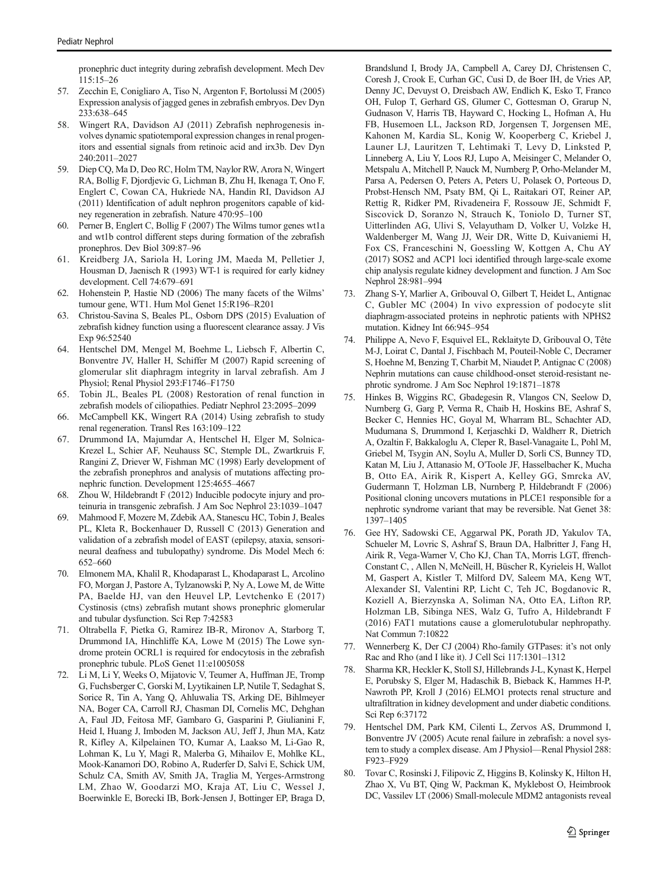pronephric duct integrity during zebrafish development. Mech Dev 115:15–26

57. Zecchin E, Conigliaro A, Tiso N, Argenton F, Bortolussi M (2005) Expression analysis of jagged genes in zebrafish embryos. Dev Dyn 233:638–645
58. Wingert RA, Davidson AJ (2011) Zebrafish nephrogenesis involves dynamic spatiotemporal expression changes in renal progenitors and essential signals from retinoic acid and irx3b. Dev Dyn 240:2011–2027
59. Diep CQ, Ma D, Deo RC, Holm TM, Naylor RW, Arora N, Wingert RA, Bollig F, Djordjevic G, Lichman B, Zhu H, Ikenaga T, Ono F, Englert C, Cowan CA, Hukriede NA, Handin RI, Davidson AJ (2011) Identification of adult nephron progenitors capable of kidney regeneration in zebrafish. Nature 470:95–100
60. Perner B, Englert C, Bollig F (2007) The Wilms tumor genes wt1a and wt1b control different steps during formation of the zebrafish pronephros. Dev Biol 309:87–96
61. Kreidberg JA, Sariola H, Loring JM, Maeda M, Pelletier J, Housman D, Jaenisch R (1993) WT-1 is required for early kidney development. Cell 74:679–691
62. Hohenstein P, Hastie ND (2006) The many facets of the Wilms' tumour gene, WT1. Hum Mol Genet 15:R196–R201
63. Christou-Savina S, Beales PL, Osborn DPS (2015) Evaluation of zebrafish kidney function using a fluorescent clearance assay. J Vis Exp 96:52540
64. Hentschel DM, Mengel M, Boehme L, Liebsch F, Albertin C, Bonventre JV, Haller H, Schiffer M (2007) Rapid screening of glomerular slit diaphragm integrity in larval zebrafish. Am J Physiol; Renal Physiol 293:F1746–F1750
65. Tobin JL, Beales PL (2008) Restoration of renal function in zebrafish models of ciliopathies. Pediatr Nephrol 23:2095–2099
66. McCampbell KK, Wingert RA (2014) Using zebrafish to study renal regeneration. Transl Res 163:109–122
67. Drummond IA, Majumdar A, Hentschel H, Elger M, Solnica-Krezel L, Schier AF, Neuhauss SC, Stemple DL, Zwartkruis F, Rangini Z, Driever W, Fishman MC (1998) Early development of the zebrafish pronephros and analysis of mutations affecting pronephric function. Development 125:4655–4667
68. Zhou W, Hildebrandt F (2012) Inducible podocyte injury and proteinuria in transgenic zebrafish. J Am Soc Nephrol 23:1039–1047
69. Mahmood F, Mozere M, Zdebik AA, Stanescu HC, Tobin J, Beales PL, Kleta R, Bockenhauer D, Russell C (2013) Generation and validation of a zebrafish model of EAST (epilepsy, ataxia, sensorineural deafness and tubulopathy) syndrome. Dis Model Mech 6: 652–660
70. Elmonem MA, Khalil R, Khodaparast L, Khodaparast L, Arcolino FO, Morgan J, Pastore A, Tylzanowski P, Ny A, Lowe M, de Witte PA, Baelde HJ, van den Heuvel LP, Levtchenko E (2017) Cystinosis (ctns) zebrafish mutant shows pronephric glomerular and tubular dysfunction. Sci Rep 7:42583
71. Oltrabella F, Pietka G, Ramirez IB-R, Mironov A, Starborg T, Drummond IA, Hinchliffe KA, Lowe M (2015) The Lowe syndrome protein OCRL1 is required for endocytosis in the zebrafish pronephric tubule. PLoS Genet 11:e1005058
72. Li M, Li Y, Weeks O, Mijatovic V, Teumer A, Huffman JE, Tromp G, Fuchsberger C, Gorski M, Lyytikainen LP, Nutile T, Sedaghat S, Sorice R, Tin A, Yang Q, Ahluwalia TS, Arking DE, Bihlmeyer NA, Boger CA, Carroll RJ, Chasman DI, Cornelis MC, Dehghan A, Faul JD, Feitosa MF, Gambaro G, Gasparini P, Giulianini F, Heid I, Huang J, Imboden M, Jackson AU, Jeff J, Jhun MA, Katz R, Kifley A, Kilpelainen TO, Kumar A, Laakso M, Li-Gao R, Lohman K, Lu Y, Magi R, Malerba G, Mihailov E, Mohlke KL, Mook-Kanamori DO, Robino A, Ruderfer D, Salvi E, Schick UM, Schulz CA, Smith AV, Smith JA, Traglia M, Yerges-Armstrong LM, Zhao W, Goodarzi MO, Kraja AT, Liu C, Wessel J, Boerwinkle E, Borecki IB, Bork-Jensen J, Bottinger EP, Braga D, Brandslund I, Brody JA, Campbell A, Carey DJ, Christensen C, Coresh J, Crook E, Curhan GC, Cusi D, de Boer IH, de Vries AP, Denny JC, Devuyst O, Dreisbach AW, Endlich K, Esko T, Franco OH, Fulop T, Gerhard GS, Glumer C, Gottesman O, Grarup N, Gudnason V, Harris TB, Hayward C, Hocking L, Hofman A, Hu FB, Husemoen LL, Jackson RD, Jorgensen T, Jorgensen ME, Kahonen M, Kardia SL, Konig W, Kooperberg C, Kriebel J, Launer LJ, Lauritzen T, Lehtimaki T, Levy D, Linksted P, Linneberg A, Liu Y, Loos RJ, Lupo A, Meisinger C, Melander O, Metspalu A, Mitchell P, Nauck M, Nurnberg P, Orho-Melander M, Parsa A, Pedersen O, Peters A, Peters U, Polasek O, Porteous D, Probst-Hensch NM, Psaty BM, Qi L, Raitakari OT, Reiner AP, Rettig R, Ridker PM, Rivadeneira F, Rossouw JE, Schmidt F, Siscovick D, Soranzo N, Strauch K, Toniolo D, Turner ST, Uitterlinden AG, Ulivi S, Velayutham D, Volker U, Volzke H, Waldenberger M, Wang JJ, Weir DR, Witte D, Kuivaniemi H, Fox CS, Franceschini N, Goessling W, Kottgen A, Chu AY (2017) SOS2 and ACP1 loci identified through large-scale exome chip analysis regulate kidney development and function. J Am Soc Nephrol 28:981–994
73. Zhang S-Y, Marlier A, Gribouval O, Gilbert T, Heidet L, Antignac C, Gubler MC (2004) In vivo expression of podocyte slit diaphragm-associated proteins in nephrotic patients with NPHS2 mutation. Kidney Int 66:945–954
74. Philippe A, Nevo F, Esquivel EL, Reklaityte D, Gribouval O, Tête M-J, Loirat C, Dantal J, Fischbach M, Pouteil-Noble C, Decramer S, Hoehne M, Benzing T, Charbit M, Niaudet P, Antignac C (2008) Nephrin mutations can cause childhood-onset steroid-resistant nephrotic syndrome. J Am Soc Nephrol 19:1871–1878
75. Hinkes B, Wiggins RC, Gbadegesin R, Vlangos CN, Seelow D, Nurnberg G, Garg P, Verma R, Chaib H, Hoskins BE, Ashraf S, Becker C, Hennies HC, Goyal M, Wharram BL, Schachter AD, Mudumana S, Drummond I, Kerjaschki D, Waldherr R, Dietrich A, Ozaltin F, Bakkaloglu A, Cleper R, Basel-Vanagaite L, Pohl M, Griebel M, Tsygin AN, Soylu A, Muller D, Sorli CS, Bunney TD, Katan M, Liu J, Attanasio M, O'Toole JF, Hasselbacher K, Mucha B, Otto EA, Airik R, Kispert A, Kelley GG, Smrcka AV, Gudermann T, Holzman LB, Nurnberg P, Hildebrandt F (2006) Positional cloning uncovers mutations in PLCE1 responsible for a nephrotic syndrome variant that may be reversible. Nat Genet 38: 1397–1405
76. Gee HY, Sadowski CE, Aggarwal PK, Porath JD, Yakulov TA, Schueler M, Lovric S, Ashraf S, Braun DA, Halbritter J, Fang H, Airik R, Vega-Warner V, Cho KJ, Chan TA, Morris LGT, ffrench-Constant C, , Allen N, McNeill, H, Büscher R, Kyrieleis H, Wallot M, Gaspert A, Kistler T, Milford DV, Saleem MA, Keng WT, Alexander SI, Valentini RP, Licht C, Teh JC, Bogdanovic R, Koziell A, Bierzynska A, Soliman NA, Otto EA, Lifton RP, Holzman LB, Sibinga NES, Walz G, Tufro A, Hildebrandt F (2016) FAT1 mutations cause a glomerulotubular nephropathy. Nat Commun 7:10822
77. Wennerberg K, Der CJ (2004) Rho-family GTPases: it's not only Rac and Rho (and I like it). J Cell Sci 117:1301–1312
78. Sharma KR, Heckler K, Stoll SJ, Hillebrands J-L, Kynast K, Herpel E, Porubsky S, Elger M, Hadaschik B, Bieback K, Hammes H-P, Nawroth PP, Kroll J (2016) ELMO1 protects renal structure and ultrafiltration in kidney development and under diabetic conditions. Sci Rep 6:37172
79. Hentschel DM, Park KM, Cilenti L, Zervos AS, Drummond I, Bonventre JV (2005) Acute renal failure in zebrafish: a novel system to study a complex disease. Am J Physiol—Renal Physiol 288: F923–F929
80. Tovar C, Rosinski J, Filipovic Z, Higgins B, Kolinsky K, Hilton H, Zhao X, Vu BT, Qing W, Packman K, Myklebost O, Heimbrook DC, Vassilev LT (2006) Small-molecule MDM2 antagonists reveal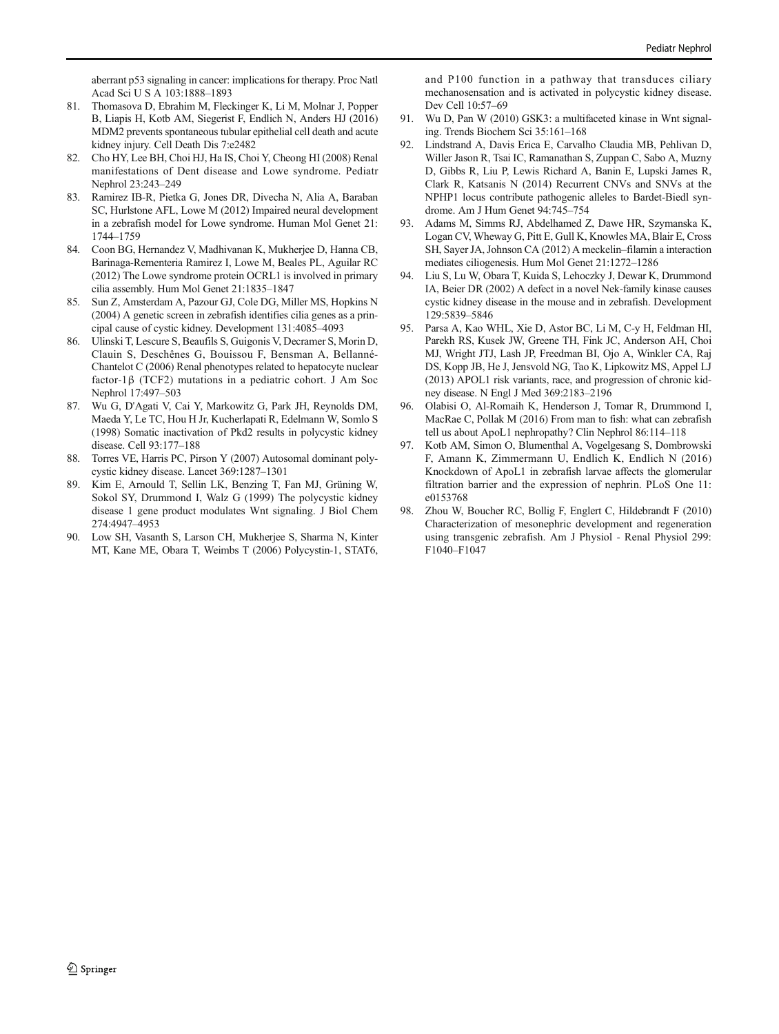aberrant p53 signaling in cancer: implications for therapy. Proc Natl Acad Sci U S A 103:1888–1893

81. Thomasova D, Ebrahim M, Fleckinger K, Li M, Molnar J, Popper B, Liapis H, Kotb AM, Siegerist F, Endlich N, Anders HJ (2016) MDM2 prevents spontaneous tubular epithelial cell death and acute kidney injury. Cell Death Dis 7:e2482
82. Cho HY, Lee BH, Choi HJ, Ha IS, Choi Y, Cheong HI (2008) Renal manifestations of Dent disease and Lowe syndrome. Pediatr Nephrol 23:243–249
83. Ramirez IB-R, Pietka G, Jones DR, Divecha N, Alia A, Baraban SC, Hurlstone AFL, Lowe M (2012) Impaired neural development in a zebrafish model for Lowe syndrome. Human Mol Genet 21: 1744–1759
84. Coon BG, Hernandez V, Madhivanan K, Mukherjee D, Hanna CB, Barinaga-Rementeria Ramirez I, Lowe M, Beales PL, Aguilar RC (2012) The Lowe syndrome protein OCRL1 is involved in primary cilia assembly. Hum Mol Genet 21:1835–1847
85. Sun Z, Amsterdam A, Pazour GJ, Cole DG, Miller MS, Hopkins N (2004) A genetic screen in zebrafish identifies cilia genes as a principal cause of cystic kidney. Development 131:4085–4093
86. Ulinski T, Lescure S, Beaufils S, Guigonis V, Decramer S, Morin D, Clauin S, Deschênes G, Bouissou F, Bensman A, Bellanné-Chantelot C (2006) Renal phenotypes related to hepatocyte nuclear factor-1β (TCF2) mutations in a pediatric cohort. J Am Soc Nephrol 17:497–503
87. Wu G, D'Agati V, Cai Y, Markowitz G, Park JH, Reynolds DM, Maeda Y, Le TC, Hou H Jr, Kucherlapati R, Edelmann W, Somlo S (1998) Somatic inactivation of Pkd2 results in polycystic kidney disease. Cell 93:177–188
88. Torres VE, Harris PC, Pirson Y (2007) Autosomal dominant polycystic kidney disease. Lancet 369:1287–1301
89. Kim E, Arnould T, Sellin LK, Benzing T, Fan MJ, Grüning W, Sokol SY, Drummond I, Walz G (1999) The polycystic kidney disease 1 gene product modulates Wnt signaling. J Biol Chem 274:4947–4953
90. Low SH, Vasanth S, Larson CH, Mukherjee S, Sharma N, Kinter MT, Kane ME, Obara T, Weimbs T (2006) Polycystin-1, STAT6, and P100 function in a pathway that transduces ciliary mechanosensation and is activated in polycystic kidney disease. Dev Cell 10:57–69
91. Wu D, Pan W (2010) GSK3: a multifaceted kinase in Wnt signaling. Trends Biochem Sci 35:161–168
92. Lindstrand A, Davis Erica E, Carvalho Claudia MB, Pehlivan D, Willer Jason R, Tsai IC, Ramanathan S, Zuppan C, Sabo A, Muzny D, Gibbs R, Liu P, Lewis Richard A, Banin E, Lupski James R, Clark R, Katsanis N (2014) Recurrent CNVs and SNVs at the NPHP1 locus contribute pathogenic alleles to Bardet-Biedl syndrome. Am J Hum Genet 94:745–754
93. Adams M, Simms RJ, Abdelhamed Z, Dawe HR, Szymanska K, Logan CV, Wheway G, Pitt E, Gull K, Knowles MA, Blair E, Cross SH, Sayer JA, Johnson CA (2012) A meckelin–filamin a interaction mediates ciliogenesis. Hum Mol Genet 21:1272–1286
94. Liu S, Lu W, Obara T, Kuida S, Lehoczky J, Dewar K, Drummond IA, Beier DR (2002) A defect in a novel Nek-family kinase causes cystic kidney disease in the mouse and in zebrafish. Development 129:5839–5846
95. Parsa A, Kao WHL, Xie D, Astor BC, Li M, C-y H, Feldman HI, Parekh RS, Kusek JW, Greene TH, Fink JC, Anderson AH, Choi MJ, Wright JTJ, Lash JP, Freedman BI, Ojo A, Winkler CA, Raj DS, Kopp JB, He J, Jensvold NG, Tao K, Lipkowitz MS, Appel LJ (2013) APOL1 risk variants, race, and progression of chronic kidney disease. N Engl J Med 369:2183–2196
96. Olabisi O, Al-Romaih K, Henderson J, Tomar R, Drummond I, MacRae C, Pollak M (2016) From man to fish: what can zebrafish tell us about ApoL1 nephropathy? Clin Nephrol 86:114–118
97. Kotb AM, Simon O, Blumenthal A, Vogelgesang S, Dombrowski F, Amann K, Zimmermann U, Endlich K, Endlich N (2016) Knockdown of ApoL1 in zebrafish larvae affects the glomerular filtration barrier and the expression of nephrin. PLoS One 11: e0153768
98. Zhou W, Boucher RC, Bollig F, Englert C, Hildebrandt F (2010) Characterization of mesonephric development and regeneration using transgenic zebrafish. Am J Physiol - Renal Physiol 299: F1040–F1047